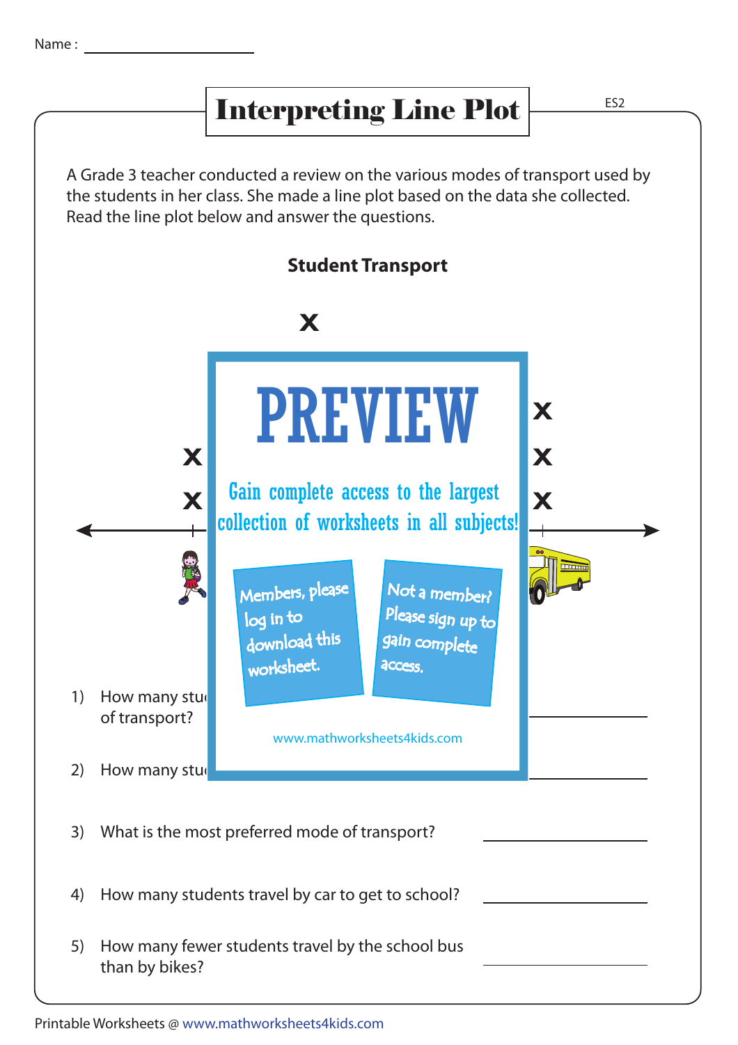Name : ____________________

# Interpreting Line Plot

A Grade 3 teacher conducted a review on the various modes of transport used by the students in her class. She made a line plot based on the data she collected. Read the line plot below and answer the questions.

**Student Transport**

PREVIEW

Gain complete access to the largest collection of worksheets in all subjects!

Members, please log in to download this worksheet.

Not a member? Please sign up to gain complete access.

www.mathworksheets4kids.com

1) How many stu... of transport? ____________________

2) How many stu... ____________________

3) What is the most preferred mode of transport? ____________________

4) How many students travel by car to get to school? ____________________

5) How many fewer students travel by the school bus than by bikes? ____________________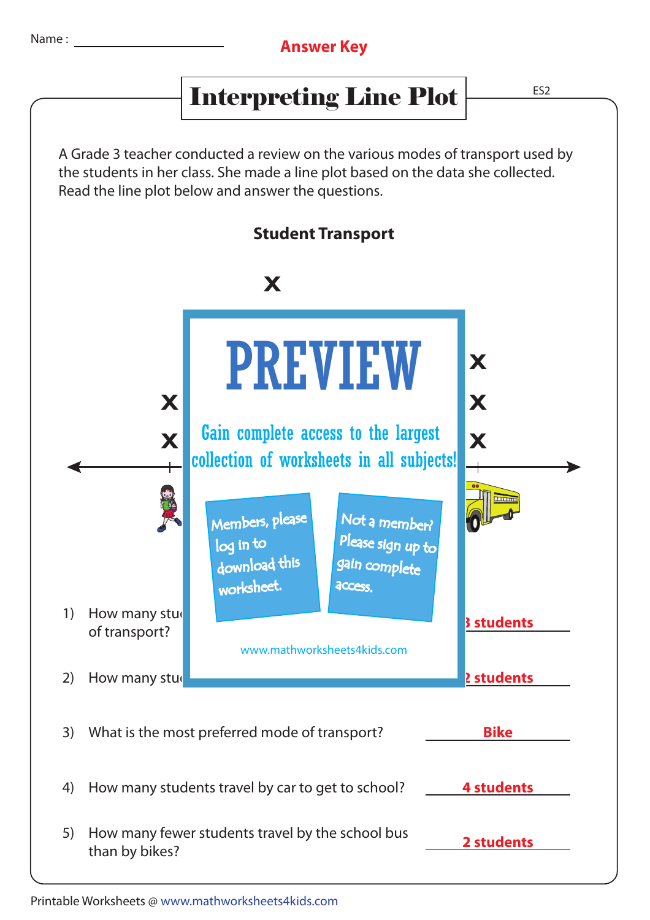Name : ____________________

**Answer Key**

# Interpreting Line Plot

ES2

A Grade 3 teacher conducted a review on the various modes of transport used by the students in her class. She made a line plot based on the data she collected. Read the line plot below and answer the questions.

**Student Transport**

x

x x

x x x

x

PREVIEW

Gain complete access to the largest collection of worksheets in all subjects!

Members, please log in to download this worksheet.

Not a member? Please sign up to gain complete access.

www.mathworksheets4kids.com

1) How many stu... of transport? — **3 students**

2) How many stu... — **2 students**

3) What is the most preferred mode of transport? — **Bike**

4) How many students travel by car to get to school? — **4 students**

5) How many fewer students travel by the school bus than by bikes? — **2 students**